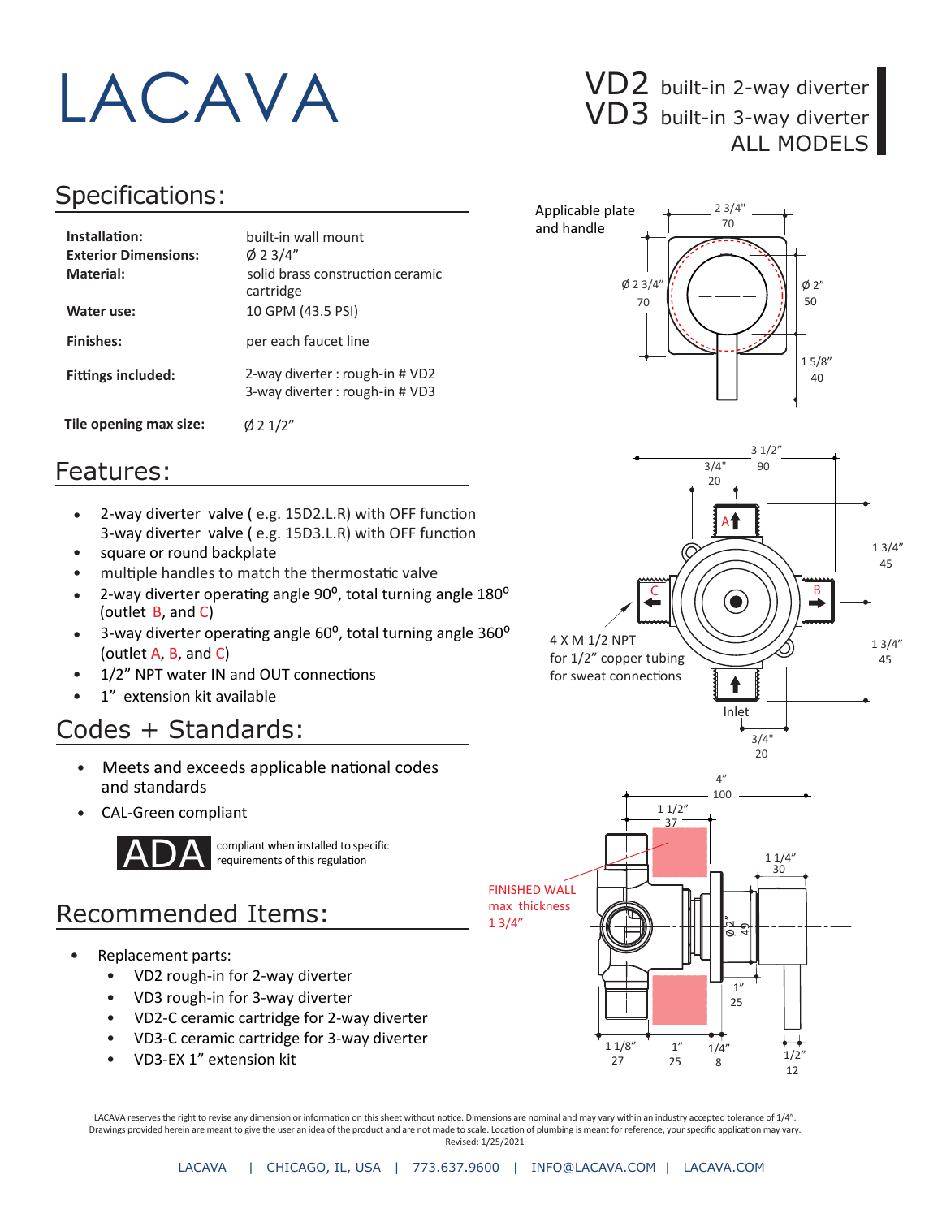# LACAVA

**VD2** built-in 2-way diverter
**VD3** built-in 3-way diverter
ALL MODELS

## Specifications:

| | |
|---|---|
| **Installation:** | built-in wall mount |
| **Exterior Dimensions:** | Ø 2 3/4” |
| **Material:** | solid brass construction ceramic cartridge |
| **Water use:** | 10 GPM (43.5 PSI) |
| **Finishes:** | per each faucet line |
| **Fittings included:** | 2-way diverter : rough-in # VD2<br>3-way diverter : rough-in # VD3 |
| **Tile opening max size:** | Ø 2 1/2” |

## Features:

- 2-way diverter valve ( e.g. 15D2.L.R) with OFF function
  3-way diverter valve ( e.g. 15D3.L.R) with OFF function
- square or round backplate
- multiple handles to match the thermostatic valve
- 2-way diverter operating angle 90°, total turning angle 180° (outlet B, and C)
- 3-way diverter operating angle 60°, total turning angle 360° (outlet A, B, and C)
- 1/2” NPT water IN and OUT connections
- 1” extension kit available

## Codes + Standards:

- Meets and exceeds applicable national codes and standards
- CAL-Green compliant

ADA compliant when installed to specific requirements of this regulation

## Recommended Items:

- Replacement parts:
  - VD2 rough-in for 2-way diverter
  - VD3 rough-in for 3-way diverter
  - VD2-C ceramic cartridge for 2-way diverter
  - VD3-C ceramic cartridge for 3-way diverter
  - VD3-EX 1” extension kit

Applicable plate and handle

2 3/4" 70 · Ø 2 3/4" 70 · Ø 2" 50 · 1 5/8" 40

3 1/2" 90 · 3/4" 20 · A · B · C · 1 3/4" 45 · 1 3/4" 45 · Inlet · 3/4" 20

4 X M 1/2 NPT for 1/2” copper tubing for sweat connections

4" 100 · 1 1/2" 37 · 1 1/4" 30 · Ø 2" 49 · 1" 25 · 1 1/8" 27 · 1" 25 · 1/4" 8 · 1/2" 12

FINISHED WALL max thickness 1 3/4”

LACAVA reserves the right to revise any dimension or information on this sheet without notice. Dimensions are nominal and may vary within an industry accepted tolerance of 1/4”. Drawings provided herein are meant to give the user an idea of the product and are not made to scale. Location of plumbing is meant for reference, your specific application may vary.
Revised: 1/25/2021

LACAVA | CHICAGO, IL, USA | 773.637.9600 | INFO@LACAVA.COM | LACAVA.COM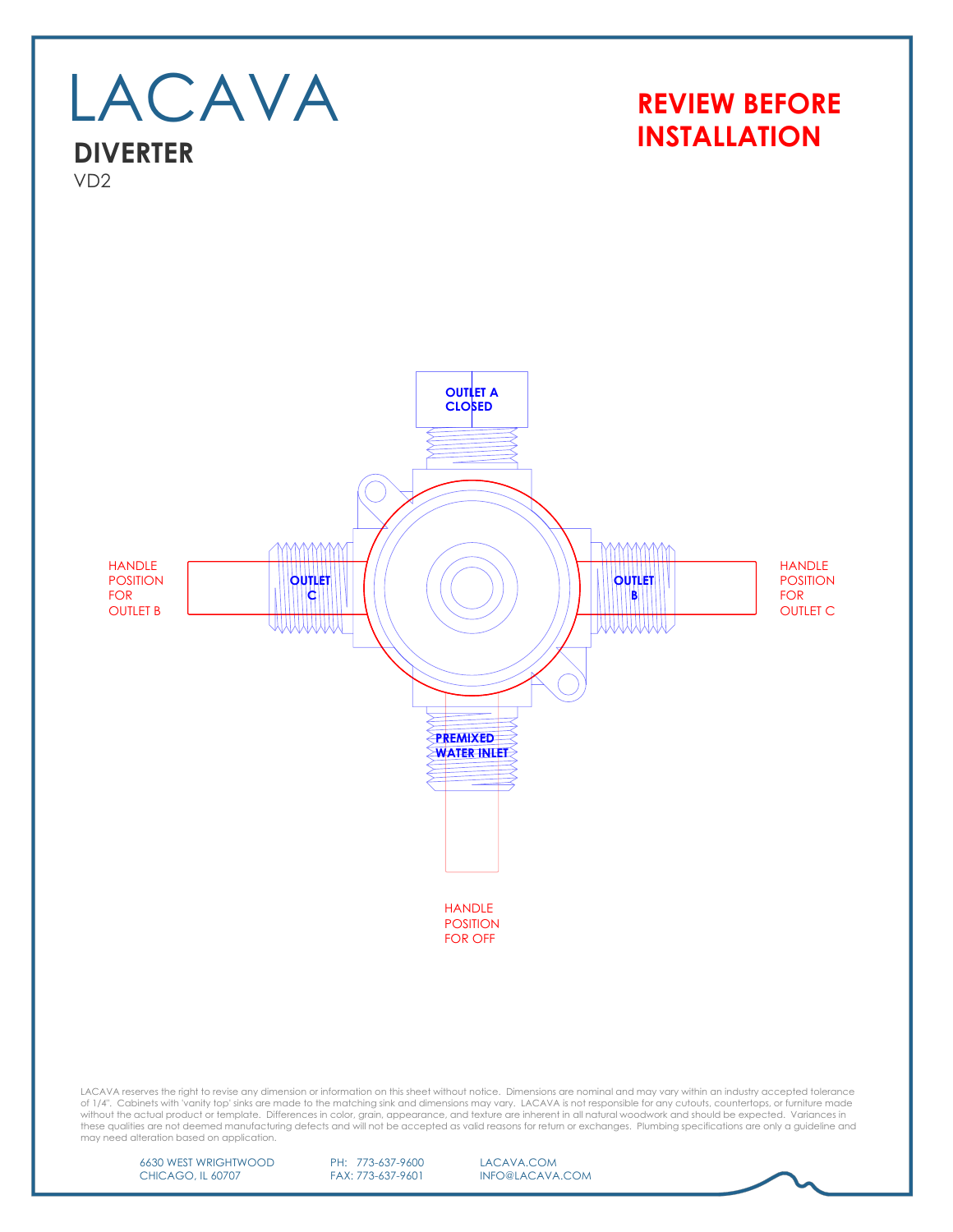# LACAVA

## DIVERTER

VD2

**REVIEW BEFORE INSTALLATION**

OUTLET A CLOSED

HANDLE POSITION FOR OUTLET B

OUTLET C

OUTLET B

HANDLE POSITION FOR OUTLET C

PREMIXED WATER INLET

HANDLE POSITION FOR OFF

LACAVA reserves the right to revise any dimension or information on this sheet without notice. Dimensions are nominal and may vary within an industry accepted tolerance of 1/4". Cabinets with 'vanity top' sinks are made to the matching sink and dimensions may vary. LACAVA is not responsible for any cutouts, countertops, or furniture made without the actual product or template. Differences in color, grain, appearance, and texture are inherent in all natural woodwork and should be expected. Variances in these qualities are not deemed manufacturing defects and will not be accepted as valid reasons for return or exchanges. Plumbing specifications are only a guideline and may need alteration based on application.

6630 WEST WRIGHTWOOD
CHICAGO, IL 60707

PH: 773-637-9600
FAX: 773-637-9601

LACAVA.COM
INFO@LACAVA.COM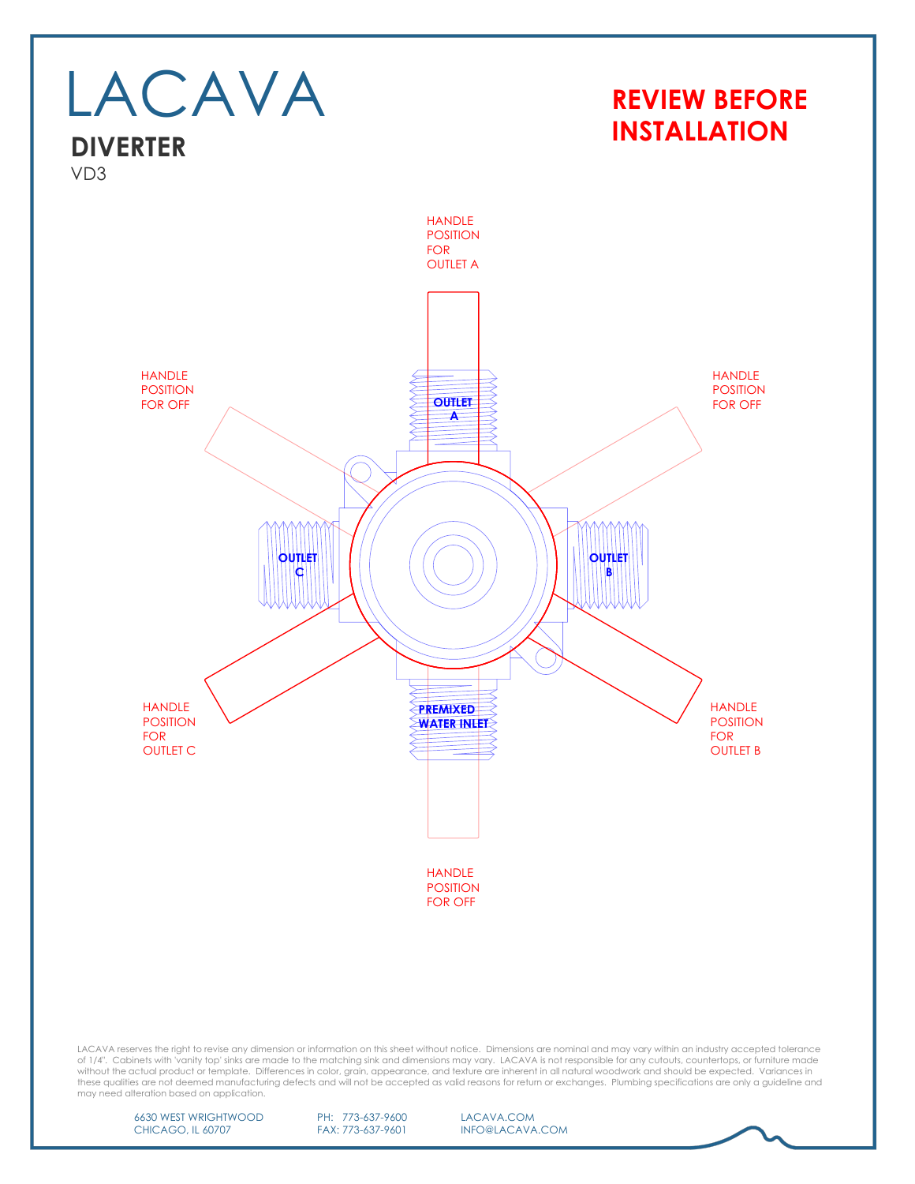# LACAVA

## DIVERTER

VD3

**REVIEW BEFORE INSTALLATION**

HANDLE POSITION FOR OUTLET A

HANDLE POSITION FOR OFF

HANDLE POSITION FOR OFF

OUTLET A

OUTLET C

OUTLET B

PREMIXED WATER INLET

HANDLE POSITION FOR OUTLET C

HANDLE POSITION FOR OUTLET B

HANDLE POSITION FOR OFF

LACAVA reserves the right to revise any dimension or information on this sheet without notice. Dimensions are nominal and may vary within an industry accepted tolerance of 1/4". Cabinets with 'vanity top' sinks are made to the matching sink and dimensions may vary. LACAVA is not responsible for any cutouts, countertops, or furniture made without the actual product or template. Differences in color, grain, appearance, and texture are inherent in all natural woodwork and should be expected. Variances in these qualities are not deemed manufacturing defects and will not be accepted as valid reasons for return or exchanges. Plumbing specifications are only a guideline and may need alteration based on application.

6630 WEST WRIGHTWOOD
CHICAGO, IL 60707

PH: 773-637-9600
FAX: 773-637-9601

LACAVA.COM
INFO@LACAVA.COM